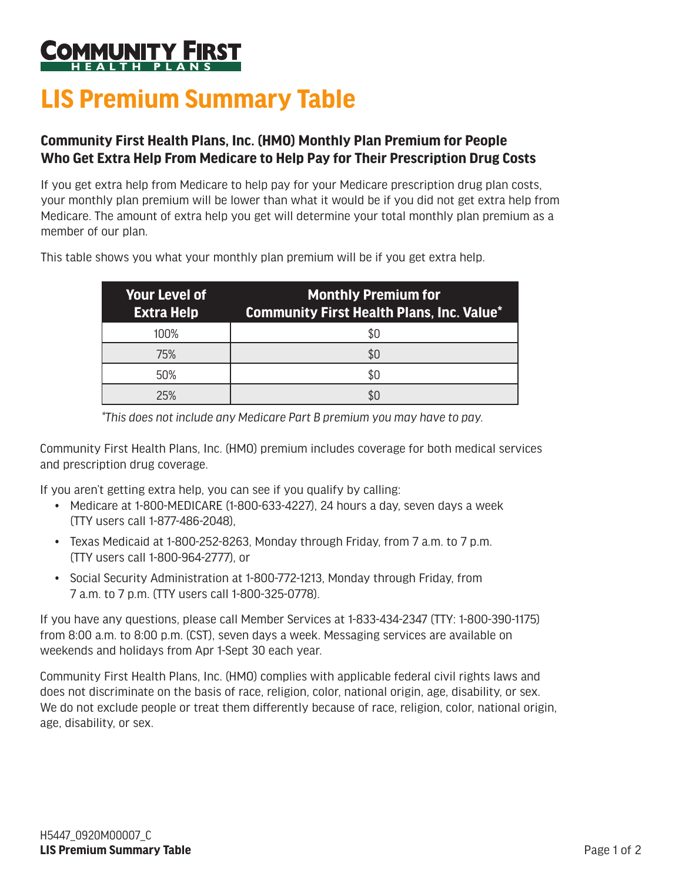COMMUNITY FIRST HEALTH PLANS

# LIS Premium Summary Table

### Community First Health Plans, Inc. (HMO) Monthly Plan Premium for People Who Get Extra Help From Medicare to Help Pay for Their Prescription Drug Costs

If you get extra help from Medicare to help pay for your Medicare prescription drug plan costs, your monthly plan premium will be lower than what it would be if you did not get extra help from Medicare. The amount of extra help you get will determine your total monthly plan premium as a member of our plan.

This table shows you what your monthly plan premium will be if you get extra help.

| Your Level of Extra Help | Monthly Premium for Community First Health Plans, Inc. Value* |
|---|---|
| 100% | $0 |
| 75% | $0 |
| 50% | $0 |
| 25% | $0 |

*\*This does not include any Medicare Part B premium you may have to pay.*

Community First Health Plans, Inc. (HMO) premium includes coverage for both medical services and prescription drug coverage.

If you aren't getting extra help, you can see if you qualify by calling:

- Medicare at 1-800-MEDICARE (1-800-633-4227), 24 hours a day, seven days a week (TTY users call 1-877-486-2048),
- Texas Medicaid at 1-800-252-8263, Monday through Friday, from 7 a.m. to 7 p.m. (TTY users call 1-800-964-2777), or
- Social Security Administration at 1-800-772-1213, Monday through Friday, from 7 a.m. to 7 p.m. (TTY users call 1-800-325-0778).

If you have any questions, please call Member Services at 1-833-434-2347 (TTY: 1-800-390-1175) from 8:00 a.m. to 8:00 p.m. (CST), seven days a week. Messaging services are available on weekends and holidays from Apr 1-Sept 30 each year.

Community First Health Plans, Inc. (HMO) complies with applicable federal civil rights laws and does not discriminate on the basis of race, religion, color, national origin, age, disability, or sex. We do not exclude people or treat them differently because of race, religion, color, national origin, age, disability, or sex.

H5447_0920M00007_C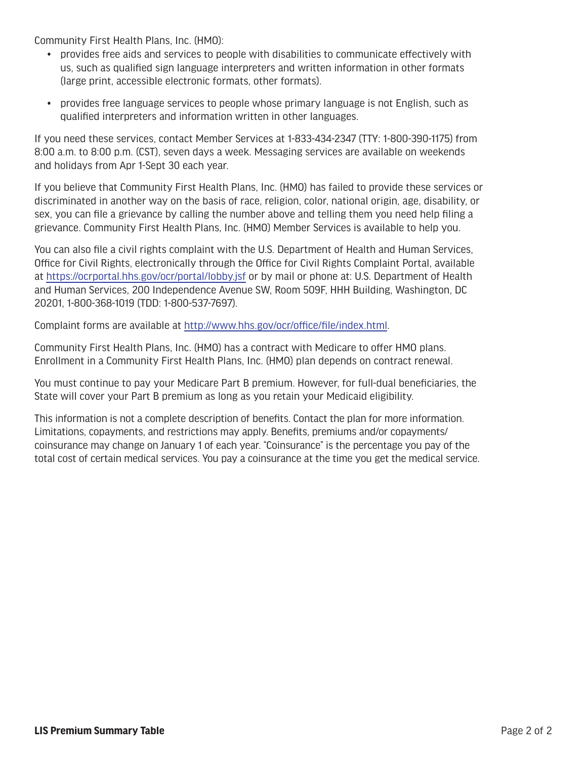Community First Health Plans, Inc. (HMO):

- provides free aids and services to people with disabilities to communicate effectively with us, such as qualified sign language interpreters and written information in other formats (large print, accessible electronic formats, other formats).
- provides free language services to people whose primary language is not English, such as qualified interpreters and information written in other languages.

If you need these services, contact Member Services at 1-833-434-2347 (TTY: 1-800-390-1175) from 8:00 a.m. to 8:00 p.m. (CST), seven days a week. Messaging services are available on weekends and holidays from Apr 1-Sept 30 each year.

If you believe that Community First Health Plans, Inc. (HMO) has failed to provide these services or discriminated in another way on the basis of race, religion, color, national origin, age, disability, or sex, you can file a grievance by calling the number above and telling them you need help filing a grievance. Community First Health Plans, Inc. (HMO) Member Services is available to help you.

You can also file a civil rights complaint with the U.S. Department of Health and Human Services, Office for Civil Rights, electronically through the Office for Civil Rights Complaint Portal, available at https://ocrportal.hhs.gov/ocr/portal/lobby.jsf or by mail or phone at: U.S. Department of Health and Human Services, 200 Independence Avenue SW, Room 509F, HHH Building, Washington, DC 20201, 1-800-368-1019 (TDD: 1-800-537-7697).

Complaint forms are available at http://www.hhs.gov/ocr/office/file/index.html.

Community First Health Plans, Inc. (HMO) has a contract with Medicare to offer HMO plans. Enrollment in a Community First Health Plans, Inc. (HMO) plan depends on contract renewal.

You must continue to pay your Medicare Part B premium. However, for full-dual beneficiaries, the State will cover your Part B premium as long as you retain your Medicaid eligibility.

This information is not a complete description of benefits. Contact the plan for more information. Limitations, copayments, and restrictions may apply. Benefits, premiums and/or copayments/coinsurance may change on January 1 of each year. "Coinsurance" is the percentage you pay of the total cost of certain medical services. You pay a coinsurance at the time you get the medical service.